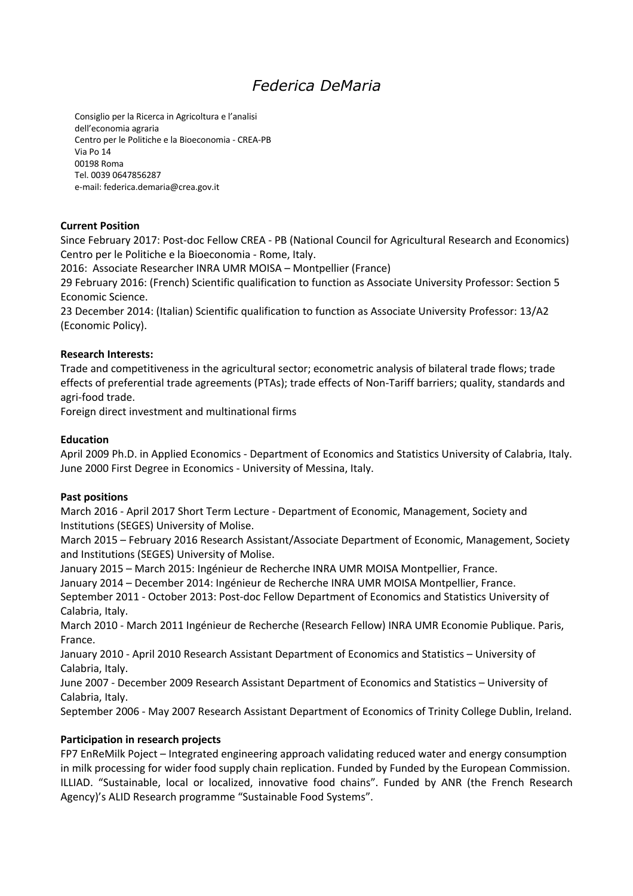# *Federica DeMaria*

Consiglio per la Ricerca in Agricoltura e l'analisi
dell'economia agraria
Centro per le Politiche e la Bioeconomia - CREA-PB
Via Po 14
00198 Roma
Tel. 0039 0647856287
e-mail: federica.demaria@crea.gov.it

**Current Position**

Since February 2017: Post-doc Fellow CREA - PB (National Council for Agricultural Research and Economics) Centro per le Politiche e la Bioeconomia - Rome, Italy.
2016: Associate Researcher INRA UMR MOISA – Montpellier (France)
29 February 2016: (French) Scientific qualification to function as Associate University Professor: Section 5 Economic Science.
23 December 2014: (Italian) Scientific qualification to function as Associate University Professor: 13/A2 (Economic Policy).

**Research Interests:**

Trade and competitiveness in the agricultural sector; econometric analysis of bilateral trade flows; trade effects of preferential trade agreements (PTAs); trade effects of Non-Tariff barriers; quality, standards and agri-food trade.
Foreign direct investment and multinational firms

**Education**

April 2009 Ph.D. in Applied Economics - Department of Economics and Statistics University of Calabria, Italy.
June 2000 First Degree in Economics - University of Messina, Italy.

**Past positions**

March 2016 - April 2017 Short Term Lecture - Department of Economic, Management, Society and Institutions (SEGES) University of Molise.
March 2015 – February 2016 Research Assistant/Associate Department of Economic, Management, Society and Institutions (SEGES) University of Molise.
January 2015 – March 2015: Ingénieur de Recherche INRA UMR MOISA Montpellier, France.
January 2014 – December 2014: Ingénieur de Recherche INRA UMR MOISA Montpellier, France.
September 2011 - October 2013: Post-doc Fellow Department of Economics and Statistics University of Calabria, Italy.
March 2010 - March 2011 Ingénieur de Recherche (Research Fellow) INRA UMR Economie Publique. Paris, France.
January 2010 - April 2010 Research Assistant Department of Economics and Statistics – University of Calabria, Italy.
June 2007 - December 2009 Research Assistant Department of Economics and Statistics – University of Calabria, Italy.
September 2006 - May 2007 Research Assistant Department of Economics of Trinity College Dublin, Ireland.

**Participation in research projects**

FP7 EnReMilk Poject – Integrated engineering approach validating reduced water and energy consumption in milk processing for wider food supply chain replication. Funded by Funded by the European Commission.
ILLIAD. "Sustainable, local or localized, innovative food chains". Funded by ANR (the French Research Agency)'s ALID Research programme "Sustainable Food Systems".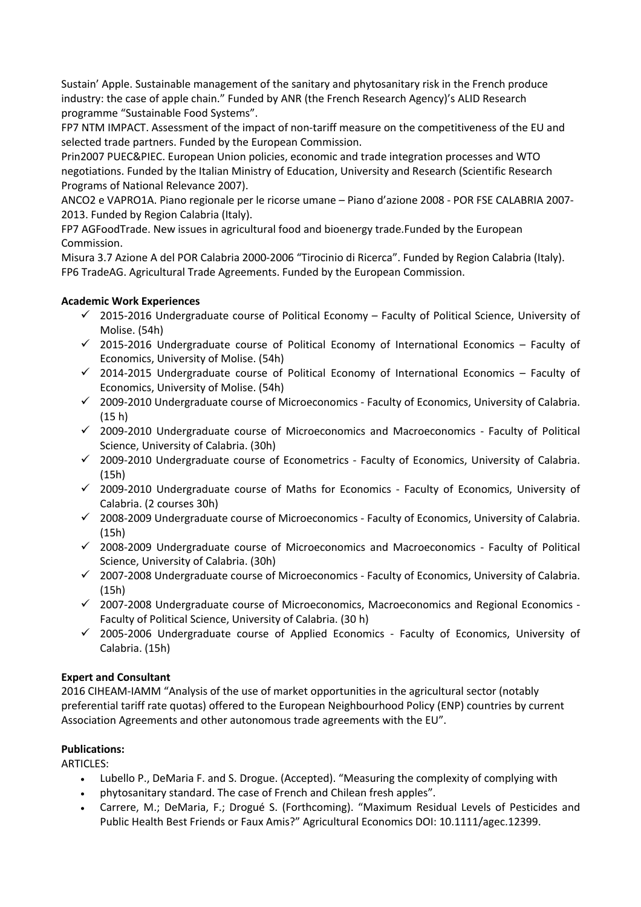Sustain' Apple. Sustainable management of the sanitary and phytosanitary risk in the French produce industry: the case of apple chain." Funded by ANR (the French Research Agency)'s ALID Research programme "Sustainable Food Systems".

FP7 NTM IMPACT. Assessment of the impact of non-tariff measure on the competitiveness of the EU and selected trade partners. Funded by the European Commission.

Prin2007 PUEC&PIEC. European Union policies, economic and trade integration processes and WTO negotiations. Funded by the Italian Ministry of Education, University and Research (Scientific Research Programs of National Relevance 2007).

ANCO2 e VAPRO1A. Piano regionale per le ricorse umane – Piano d'azione 2008 - POR FSE CALABRIA 2007-2013. Funded by Region Calabria (Italy).

FP7 AGFoodTrade. New issues in agricultural food and bioenergy trade.Funded by the European Commission.

Misura 3.7 Azione A del POR Calabria 2000-2006 "Tirocinio di Ricerca". Funded by Region Calabria (Italy).

FP6 TradeAG. Agricultural Trade Agreements. Funded by the European Commission.

**Academic Work Experiences**

- ✓ 2015-2016 Undergraduate course of Political Economy – Faculty of Political Science, University of Molise. (54h)
- ✓ 2015-2016 Undergraduate course of Political Economy of International Economics – Faculty of Economics, University of Molise. (54h)
- ✓ 2014-2015 Undergraduate course of Political Economy of International Economics – Faculty of Economics, University of Molise. (54h)
- ✓ 2009-2010 Undergraduate course of Microeconomics - Faculty of Economics, University of Calabria. (15 h)
- ✓ 2009-2010 Undergraduate course of Microeconomics and Macroeconomics - Faculty of Political Science, University of Calabria. (30h)
- ✓ 2009-2010 Undergraduate course of Econometrics - Faculty of Economics, University of Calabria. (15h)
- ✓ 2009-2010 Undergraduate course of Maths for Economics - Faculty of Economics, University of Calabria. (2 courses 30h)
- ✓ 2008-2009 Undergraduate course of Microeconomics - Faculty of Economics, University of Calabria. (15h)
- ✓ 2008-2009 Undergraduate course of Microeconomics and Macroeconomics - Faculty of Political Science, University of Calabria. (30h)
- ✓ 2007-2008 Undergraduate course of Microeconomics - Faculty of Economics, University of Calabria. (15h)
- ✓ 2007-2008 Undergraduate course of Microeconomics, Macroeconomics and Regional Economics - Faculty of Political Science, University of Calabria. (30 h)
- ✓ 2005-2006 Undergraduate course of Applied Economics - Faculty of Economics, University of Calabria. (15h)

**Expert and Consultant**

2016 CIHEAM-IAMM "Analysis of the use of market opportunities in the agricultural sector (notably preferential tariff rate quotas) offered to the European Neighbourhood Policy (ENP) countries by current Association Agreements and other autonomous trade agreements with the EU".

**Publications:**

ARTICLES:

- Lubello P., DeMaria F. and S. Drogue. (Accepted). "Measuring the complexity of complying with
- phytosanitary standard. The case of French and Chilean fresh apples".
- Carrere, M.; DeMaria, F.; Drogué S. (Forthcoming). "Maximum Residual Levels of Pesticides and Public Health Best Friends or Faux Amis?" Agricultural Economics DOI: 10.1111/agec.12399.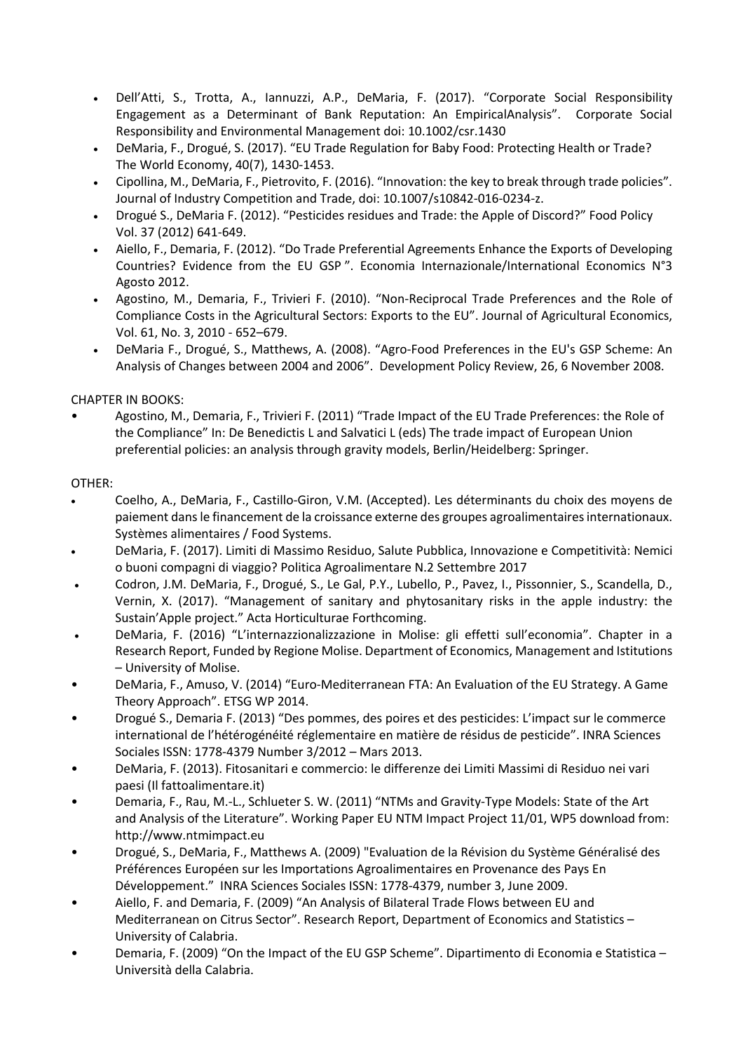- Dell'Atti, S., Trotta, A., Iannuzzi, A.P., DeMaria, F. (2017). "Corporate Social Responsibility Engagement as a Determinant of Bank Reputation: An EmpiricalAnalysis". Corporate Social Responsibility and Environmental Management doi: 10.1002/csr.1430
- DeMaria, F., Drogué, S. (2017). "EU Trade Regulation for Baby Food: Protecting Health or Trade? The World Economy, 40(7), 1430-1453.
- Cipollina, M., DeMaria, F., Pietrovito, F. (2016). "Innovation: the key to break through trade policies". Journal of Industry Competition and Trade, doi: 10.1007/s10842-016-0234-z.
- Drogué S., DeMaria F. (2012). "Pesticides residues and Trade: the Apple of Discord?" Food Policy Vol. 37 (2012) 641-649.
- Aiello, F., Demaria, F. (2012). "Do Trade Preferential Agreements Enhance the Exports of Developing Countries? Evidence from the EU GSP ". Economia Internazionale/International Economics N°3 Agosto 2012.
- Agostino, M., Demaria, F., Trivieri F. (2010). "Non-Reciprocal Trade Preferences and the Role of Compliance Costs in the Agricultural Sectors: Exports to the EU". Journal of Agricultural Economics, Vol. 61, No. 3, 2010 - 652–679.
- DeMaria F., Drogué, S., Matthews, A. (2008). "Agro-Food Preferences in the EU's GSP Scheme: An Analysis of Changes between 2004 and 2006". Development Policy Review, 26, 6 November 2008.

CHAPTER IN BOOKS:

- Agostino, M., Demaria, F., Trivieri F. (2011) "Trade Impact of the EU Trade Preferences: the Role of the Compliance" In: De Benedictis L and Salvatici L (eds) The trade impact of European Union preferential policies: an analysis through gravity models, Berlin/Heidelberg: Springer.

OTHER:

- Coelho, A., DeMaria, F., Castillo-Giron, V.M. (Accepted). Les déterminants du choix des moyens de paiement dans le financement de la croissance externe des groupes agroalimentaires internationaux. Systèmes alimentaires / Food Systems.
- DeMaria, F. (2017). Limiti di Massimo Residuo, Salute Pubblica, Innovazione e Competitività: Nemici o buoni compagni di viaggio? Politica Agroalimentare N.2 Settembre 2017
- Codron, J.M. DeMaria, F., Drogué, S., Le Gal, P.Y., Lubello, P., Pavez, I., Pissonnier, S., Scandella, D., Vernin, X. (2017). "Management of sanitary and phytosanitary risks in the apple industry: the Sustain'Apple project." Acta Horticulturae Forthcoming.
- DeMaria, F. (2016) "L'internazzionalizzazione in Molise: gli effetti sull'economia". Chapter in a Research Report, Funded by Regione Molise. Department of Economics, Management and Istitutions – University of Molise.
- DeMaria, F., Amuso, V. (2014) "Euro-Mediterranean FTA: An Evaluation of the EU Strategy. A Game Theory Approach". ETSG WP 2014.
- Drogué S., Demaria F. (2013) "Des pommes, des poires et des pesticides: L'impact sur le commerce international de l'hétérogénéité réglementaire en matière de résidus de pesticide". INRA Sciences Sociales ISSN: 1778-4379 Number 3/2012 – Mars 2013.
- DeMaria, F. (2013). Fitosanitari e commercio: le differenze dei Limiti Massimi di Residuo nei vari paesi (Il fattoalimentare.it)
- Demaria, F., Rau, M.-L., Schlueter S. W. (2011) "NTMs and Gravity-Type Models: State of the Art and Analysis of the Literature". Working Paper EU NTM Impact Project 11/01, WP5 download from: http://www.ntmimpact.eu
- Drogué, S., DeMaria, F., Matthews A. (2009) "Evaluation de la Révision du Système Généralisé des Préférences Européen sur les Importations Agroalimentaires en Provenance des Pays En Développement." INRA Sciences Sociales ISSN: 1778-4379, number 3, June 2009.
- Aiello, F. and Demaria, F. (2009) "An Analysis of Bilateral Trade Flows between EU and Mediterranean on Citrus Sector". Research Report, Department of Economics and Statistics – University of Calabria.
- Demaria, F. (2009) "On the Impact of the EU GSP Scheme". Dipartimento di Economia e Statistica – Università della Calabria.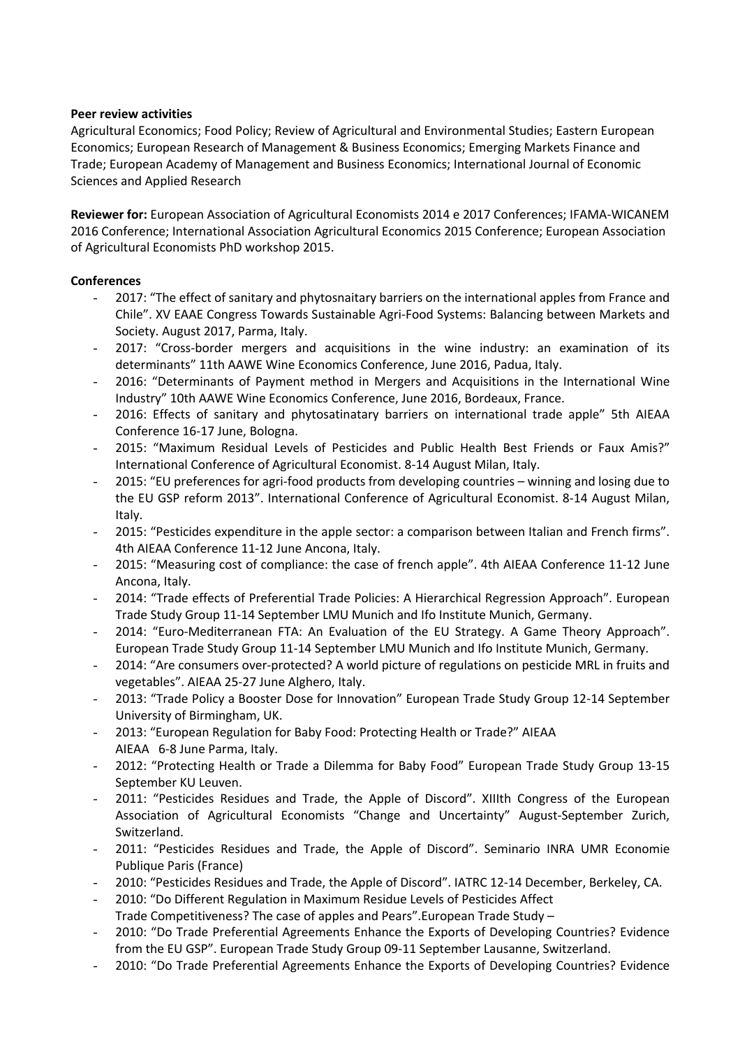**Peer review activities**

Agricultural Economics; Food Policy; Review of Agricultural and Environmental Studies; Eastern European Economics; European Research of Management & Business Economics; Emerging Markets Finance and Trade; European Academy of Management and Business Economics; International Journal of Economic Sciences and Applied Research

**Reviewer for:** European Association of Agricultural Economists 2014 e 2017 Conferences; IFAMA-WICANEM 2016 Conference; International Association Agricultural Economics 2015 Conference; European Association of Agricultural Economists PhD workshop 2015.

**Conferences**

- 2017: "The effect of sanitary and phytosnaitary barriers on the international apples from France and Chile". XV EAAE Congress Towards Sustainable Agri-Food Systems: Balancing between Markets and Society. August 2017, Parma, Italy.
- 2017: "Cross-border mergers and acquisitions in the wine industry: an examination of its determinants" 11th AAWE Wine Economics Conference, June 2016, Padua, Italy.
- 2016: "Determinants of Payment method in Mergers and Acquisitions in the International Wine Industry" 10th AAWE Wine Economics Conference, June 2016, Bordeaux, France.
- 2016: Effects of sanitary and phytosatinatary barriers on international trade apple" 5th AIEAA Conference 16-17 June, Bologna.
- 2015: "Maximum Residual Levels of Pesticides and Public Health Best Friends or Faux Amis?" International Conference of Agricultural Economist. 8-14 August Milan, Italy.
- 2015: "EU preferences for agri-food products from developing countries – winning and losing due to the EU GSP reform 2013". International Conference of Agricultural Economist. 8-14 August Milan, Italy.
- 2015: "Pesticides expenditure in the apple sector: a comparison between Italian and French firms". 4th AIEAA Conference 11-12 June Ancona, Italy.
- 2015: "Measuring cost of compliance: the case of french apple". 4th AIEAA Conference 11-12 June Ancona, Italy.
- 2014: "Trade effects of Preferential Trade Policies: A Hierarchical Regression Approach". European Trade Study Group 11-14 September LMU Munich and Ifo Institute Munich, Germany.
- 2014: "Euro-Mediterranean FTA: An Evaluation of the EU Strategy. A Game Theory Approach". European Trade Study Group 11-14 September LMU Munich and Ifo Institute Munich, Germany.
- 2014: "Are consumers over-protected? A world picture of regulations on pesticide MRL in fruits and vegetables". AIEAA 25-27 June Alghero, Italy.
- 2013: "Trade Policy a Booster Dose for Innovation" European Trade Study Group 12-14 September University of Birmingham, UK.
- 2013: "European Regulation for Baby Food: Protecting Health or Trade?" AIEAA AIEAA 6-8 June Parma, Italy.
- 2012: "Protecting Health or Trade a Dilemma for Baby Food" European Trade Study Group 13-15 September KU Leuven.
- 2011: "Pesticides Residues and Trade, the Apple of Discord". XIIIth Congress of the European Association of Agricultural Economists "Change and Uncertainty" August-September Zurich, Switzerland.
- 2011: "Pesticides Residues and Trade, the Apple of Discord". Seminario INRA UMR Economie Publique Paris (France)
- 2010: "Pesticides Residues and Trade, the Apple of Discord". IATRC 12-14 December, Berkeley, CA.
- 2010: "Do Different Regulation in Maximum Residue Levels of Pesticides Affect Trade Competitiveness? The case of apples and Pears".European Trade Study –
- 2010: "Do Trade Preferential Agreements Enhance the Exports of Developing Countries? Evidence from the EU GSP". European Trade Study Group 09-11 September Lausanne, Switzerland.
- 2010: "Do Trade Preferential Agreements Enhance the Exports of Developing Countries? Evidence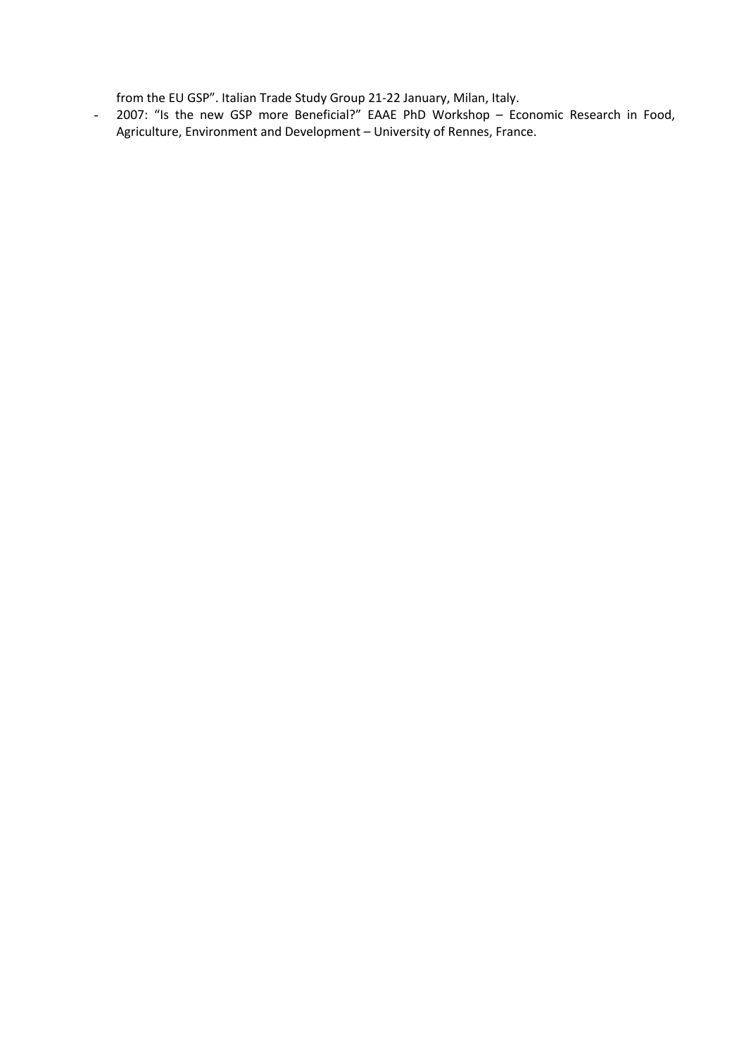from the EU GSP". Italian Trade Study Group 21-22 January, Milan, Italy.

- 2007: "Is the new GSP more Beneficial?" EAAE PhD Workshop – Economic Research in Food, Agriculture, Environment and Development – University of Rennes, France.